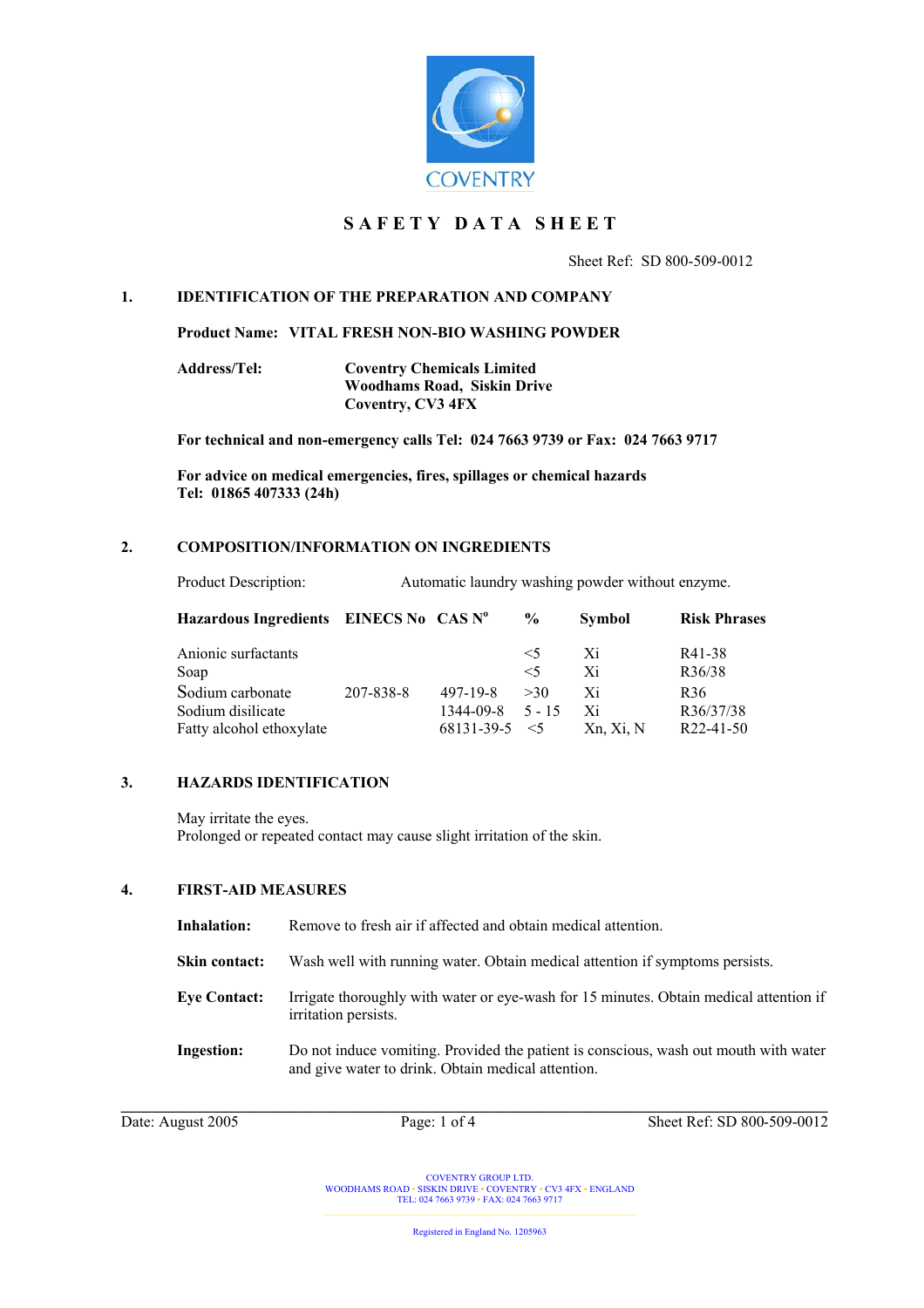COVENTRY

# SAFETY DATA SHEET

Sheet Ref: SD 800-509-0012

## 1. IDENTIFICATION OF THE PREPARATION AND COMPANY

**Product Name: VITAL FRESH NON-BIO WASHING POWDER**

**Address/Tel:**
**Coventry Chemicals Limited**
**Woodhams Road, Siskin Drive**
**Coventry, CV3 4FX**

**For technical and non-emergency calls Tel: 024 7663 9739 or Fax: 024 7663 9717**

**For advice on medical emergencies, fires, spillages or chemical hazards**
**Tel: 01865 407333 (24h)**

## 2. COMPOSITION/INFORMATION ON INGREDIENTS

Product Description: Automatic laundry washing powder without enzyme.

| Hazardous Ingredients | EINECS No | CAS N° | % | Symbol | Risk Phrases |
|---|---|---|---|---|---|
| Anionic surfactants | | | <5 | Xi | R41-38 |
| Soap | | | <5 | Xi | R36/38 |
| Sodium carbonate | 207-838-8 | 497-19-8 | >30 | Xi | R36 |
| Sodium disilicate | | 1344-09-8 | 5 - 15 | Xi | R36/37/38 |
| Fatty alcohol ethoxylate | | 68131-39-5 | <5 | Xn, Xi, N | R22-41-50 |

## 3. HAZARDS IDENTIFICATION

May irritate the eyes.
Prolonged or repeated contact may cause slight irritation of the skin.

## 4. FIRST-AID MEASURES

**Inhalation:** Remove to fresh air if affected and obtain medical attention.

**Skin contact:** Wash well with running water. Obtain medical attention if symptoms persists.

**Eye Contact:** Irrigate thoroughly with water or eye-wash for 15 minutes. Obtain medical attention if irritation persists.

**Ingestion:** Do not induce vomiting. Provided the patient is conscious, wash out mouth with water and give water to drink. Obtain medical attention.

Date: August 2005

COVENTRY GROUP LTD.
WOODHAMS ROAD • SISKIN DRIVE • COVENTRY • CV3 4FX • ENGLAND
TEL: 024 7663 9739 • FAX: 024 7663 9717

Registered in England No. 1205963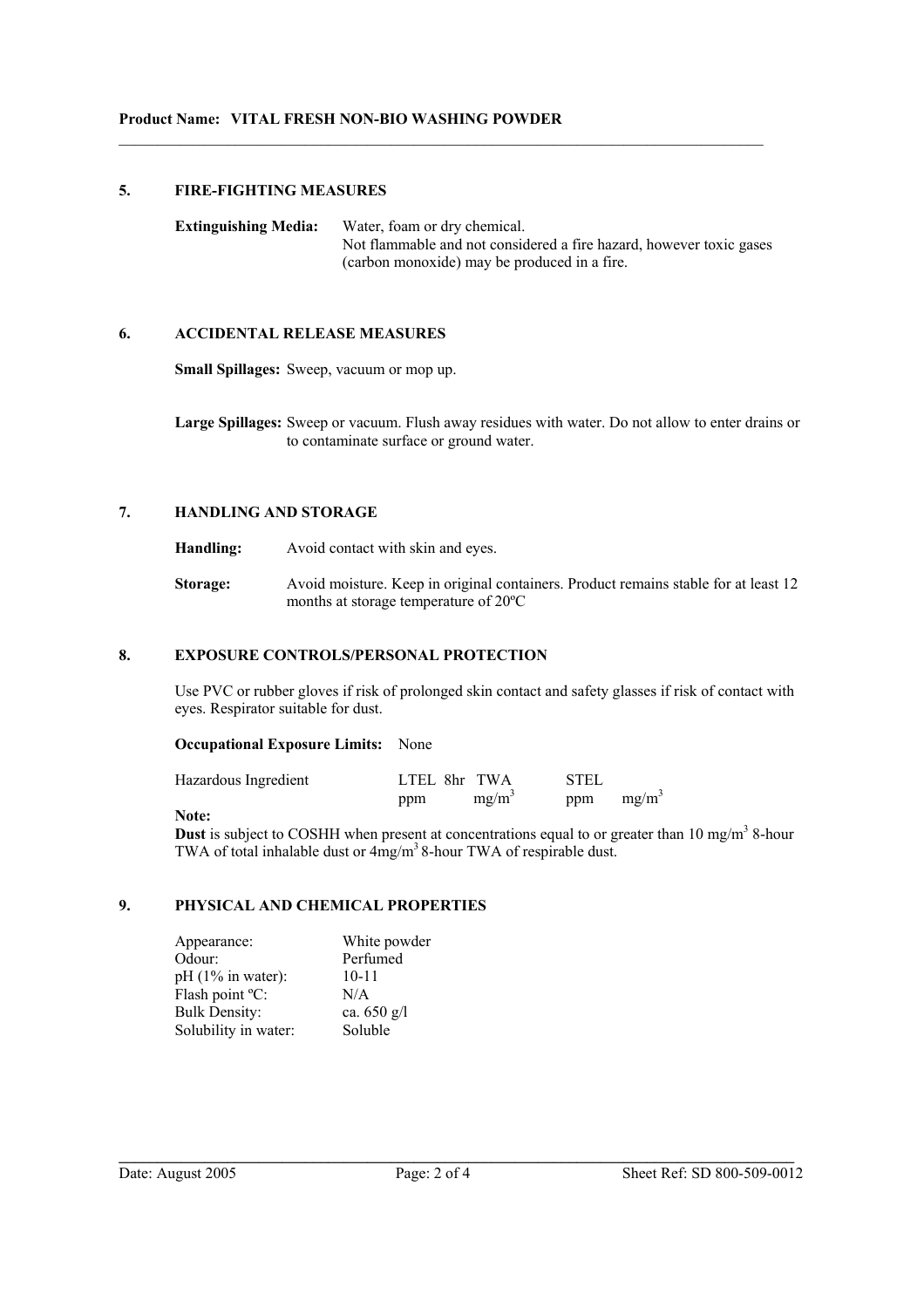## 5. FIRE-FIGHTING MEASURES

**Extinguishing Media:** Water, foam or dry chemical.
Not flammable and not considered a fire hazard, however toxic gases (carbon monoxide) may be produced in a fire.

## 6. ACCIDENTAL RELEASE MEASURES

**Small Spillages:** Sweep, vacuum or mop up.

**Large Spillages:** Sweep or vacuum. Flush away residues with water. Do not allow to enter drains or to contaminate surface or ground water.

## 7. HANDLING AND STORAGE

**Handling:** Avoid contact with skin and eyes.

**Storage:** Avoid moisture. Keep in original containers. Product remains stable for at least 12 months at storage temperature of 20ºC

## 8. EXPOSURE CONTROLS/PERSONAL PROTECTION

Use PVC or rubber gloves if risk of prolonged skin contact and safety glasses if risk of contact with eyes. Respirator suitable for dust.

**Occupational Exposure Limits:** None

| Hazardous Ingredient | LTEL 8hr TWA | | STEL | |
|---|---|---|---|---|
| | ppm | $mg/m^3$ | ppm | $mg/m^3$ |

**Note:**
**Dust** is subject to COSHH when present at concentrations equal to or greater than 10 $mg/m^3$ 8-hour TWA of total inhalable dust or 4$mg/m^3$ 8-hour TWA of respirable dust.

## 9. PHYSICAL AND CHEMICAL PROPERTIES

| | |
|---|---|
| Appearance: | White powder |
| Odour: | Perfumed |
| pH (1% in water): | 10-11 |
| Flash point ºC: | N/A |
| Bulk Density: | ca. 650 g/l |
| Solubility in water: | Soluble |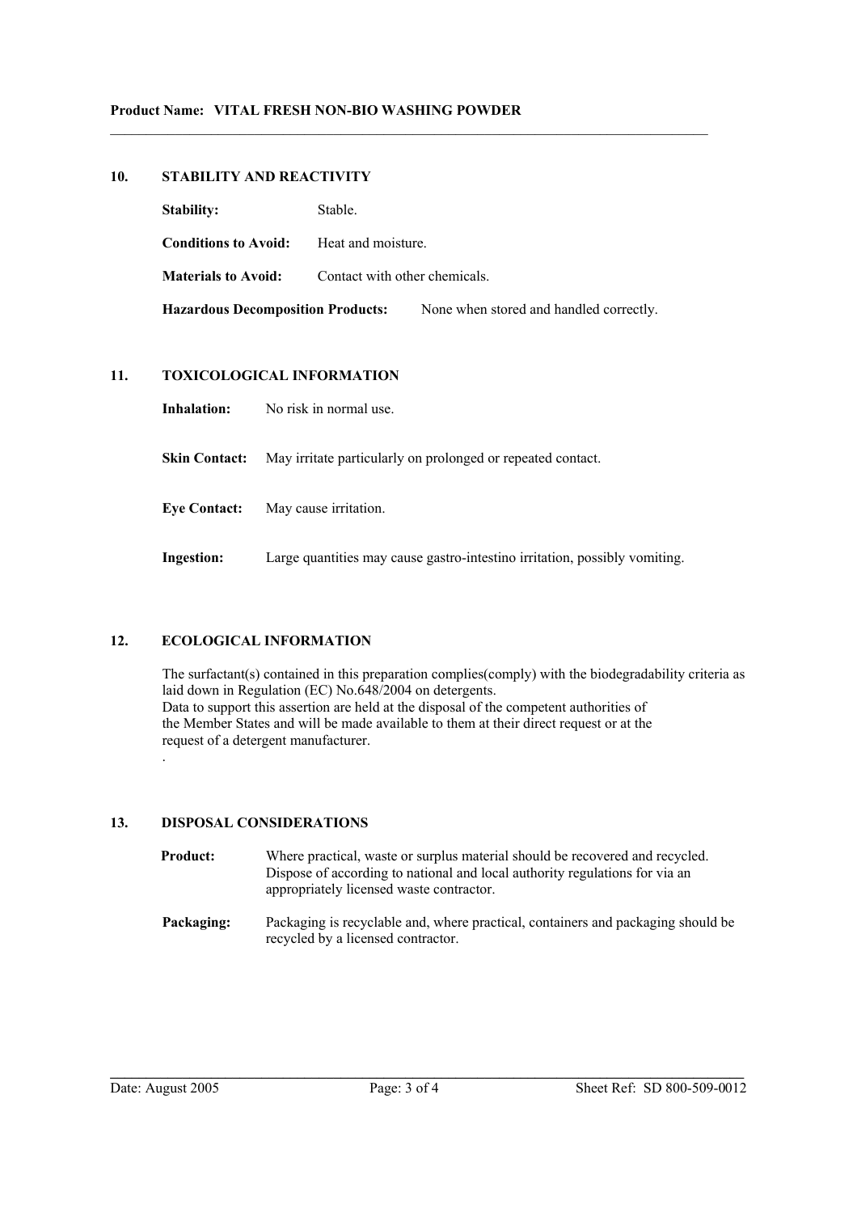## 10. STABILITY AND REACTIVITY

**Stability:** Stable.

**Conditions to Avoid:** Heat and moisture.

**Materials to Avoid:** Contact with other chemicals.

**Hazardous Decomposition Products:** None when stored and handled correctly.

## 11. TOXICOLOGICAL INFORMATION

**Inhalation:** No risk in normal use.

**Skin Contact:** May irritate particularly on prolonged or repeated contact.

**Eye Contact:** May cause irritation.

**Ingestion:** Large quantities may cause gastro-intestino irritation, possibly vomiting.

## 12. ECOLOGICAL INFORMATION

The surfactant(s) contained in this preparation complies(comply) with the biodegradability criteria as laid down in Regulation (EC) No.648/2004 on detergents.
Data to support this assertion are held at the disposal of the competent authorities of the Member States and will be made available to them at their direct request or at the request of a detergent manufacturer.
.

## 13. DISPOSAL CONSIDERATIONS

**Product:** Where practical, waste or surplus material should be recovered and recycled. Dispose of according to national and local authority regulations for via an appropriately licensed waste contractor.

**Packaging:** Packaging is recyclable and, where practical, containers and packaging should be recycled by a licensed contractor.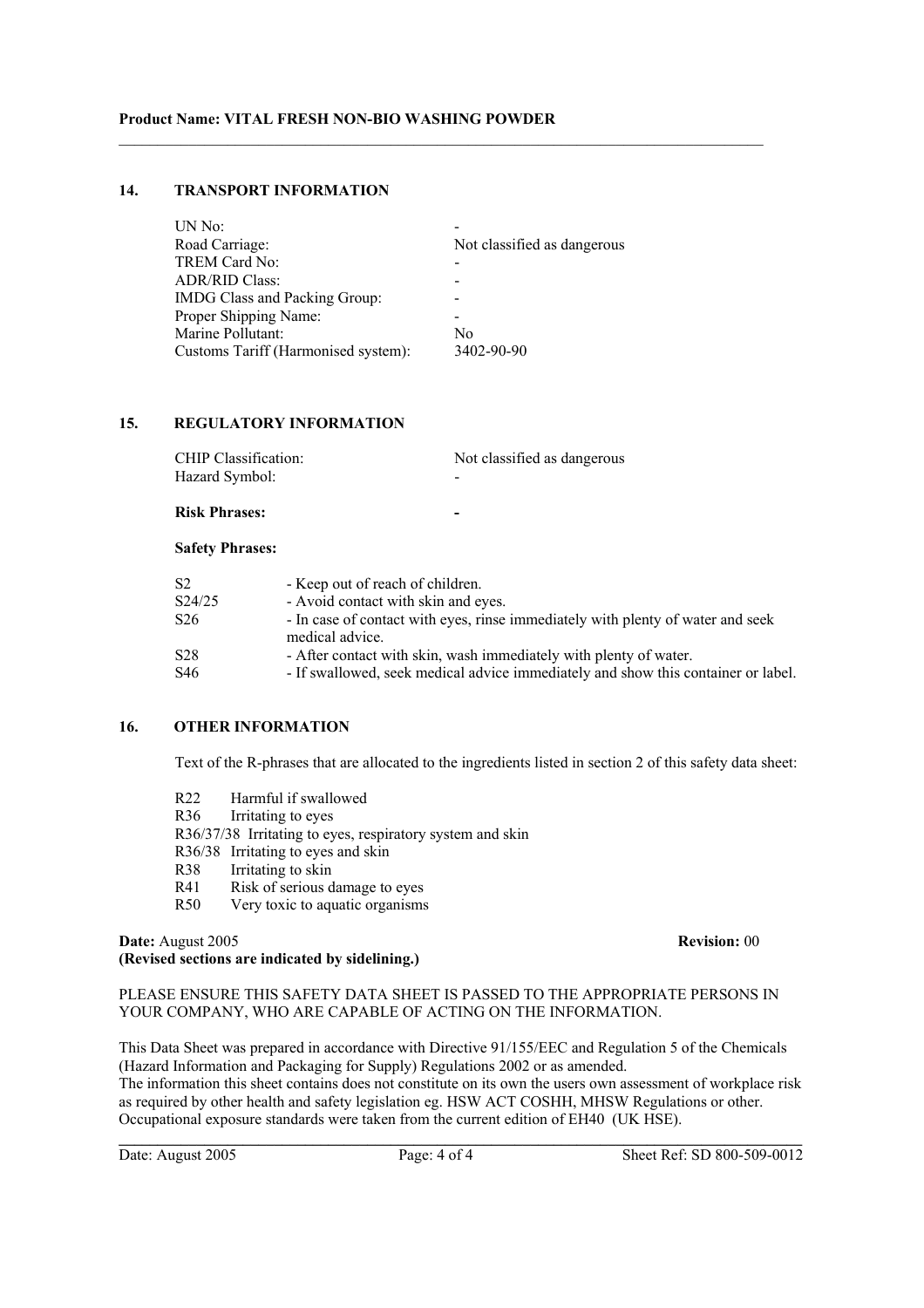## 14. TRANSPORT INFORMATION

| | |
|---|---|
| UN No: | - |
| Road Carriage: | Not classified as dangerous |
| TREM Card No: | - |
| ADR/RID Class: | - |
| IMDG Class and Packing Group: | - |
| Proper Shipping Name: | - |
| Marine Pollutant: | No |
| Customs Tariff (Harmonised system): | 3402-90-90 |

## 15. REGULATORY INFORMATION

| | |
|---|---|
| CHIP Classification: | Not classified as dangerous |
| Hazard Symbol: | - |

**Risk Phrases:** **-**

**Safety Phrases:**

| | |
|---|---|
| S2 | - Keep out of reach of children. |
| S24/25 | - Avoid contact with skin and eyes. |
| S26 | - In case of contact with eyes, rinse immediately with plenty of water and seek medical advice. |
| S28 | - After contact with skin, wash immediately with plenty of water. |
| S46 | - If swallowed, seek medical advice immediately and show this container or label. |

## 16. OTHER INFORMATION

Text of the R-phrases that are allocated to the ingredients listed in section 2 of this safety data sheet:

- R22 Harmful if swallowed
- R36 Irritating to eyes
- R36/37/38 Irritating to eyes, respiratory system and skin
- R36/38 Irritating to eyes and skin
- R38 Irritating to skin
- R41 Risk of serious damage to eyes
- R50 Very toxic to aquatic organisms

**Date:** August 2005 **Revision:** 00
**(Revised sections are indicated by sidelining.)**

PLEASE ENSURE THIS SAFETY DATA SHEET IS PASSED TO THE APPROPRIATE PERSONS IN YOUR COMPANY, WHO ARE CAPABLE OF ACTING ON THE INFORMATION.

This Data Sheet was prepared in accordance with Directive 91/155/EEC and Regulation 5 of the Chemicals (Hazard Information and Packaging for Supply) Regulations 2002 or as amended.
The information this sheet contains does not constitute on its own the users own assessment of workplace risk as required by other health and safety legislation eg. HSW ACT COSHH, MHSW Regulations or other. Occupational exposure standards were taken from the current edition of EH40 (UK HSE).